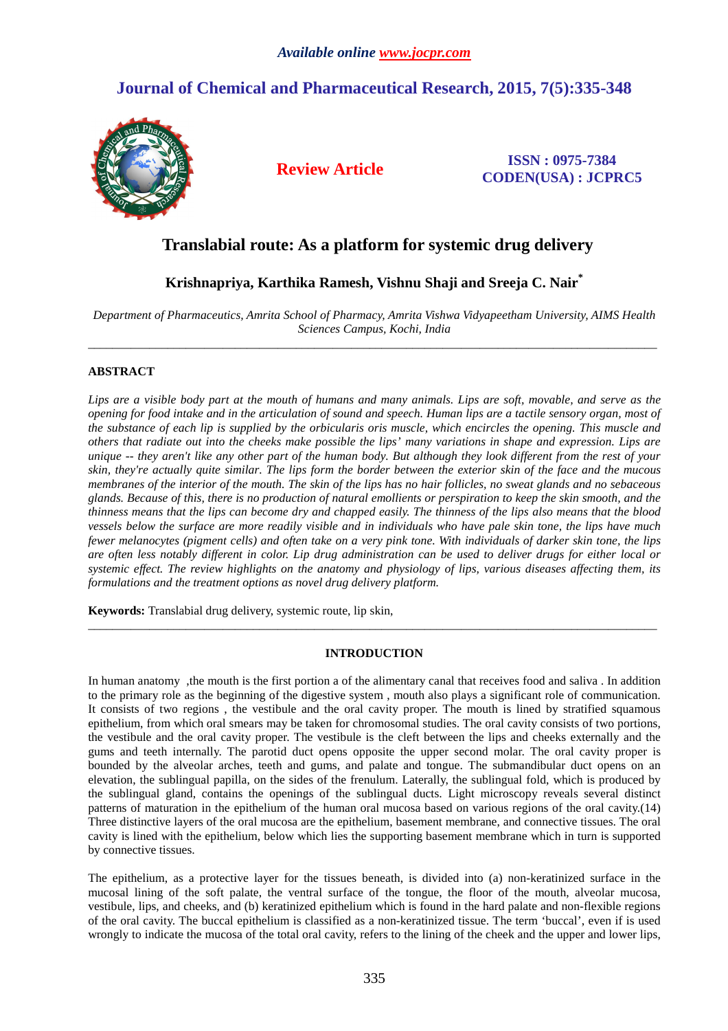Available online www.jocpr.com

# Journal of Chemical and Pharmaceutical Research, 2015, 7(5):335-348

**Review Article**

**ISSN : 0975-7384**
**CODEN(USA) : JCPRC5**

# Translabial route: As a platform for systemic drug delivery

**Krishnapriya, Karthika Ramesh, Vishnu Shaji and Sreeja C. Nair***

*Department of Pharmaceutics, Amrita School of Pharmacy, Amrita Vishwa Vidyapeetham University, AIMS Health Sciences Campus, Kochi, India*

---

## ABSTRACT

*Lips are a visible body part at the mouth of humans and many animals. Lips are soft, movable, and serve as the opening for food intake and in the articulation of sound and speech. Human lips are a tactile sensory organ, most of the substance of each lip is supplied by the orbicularis oris muscle, which encircles the opening. This muscle and others that radiate out into the cheeks make possible the lips' many variations in shape and expression. Lips are unique -- they aren't like any other part of the human body. But although they look different from the rest of your skin, they're actually quite similar. The lips form the border between the exterior skin of the face and the mucous membranes of the interior of the mouth. The skin of the lips has no hair follicles, no sweat glands and no sebaceous glands. Because of this, there is no production of natural emollients or perspiration to keep the skin smooth, and the thinness means that the lips can become dry and chapped easily. The thinness of the lips also means that the blood vessels below the surface are more readily visible and in individuals who have pale skin tone, the lips have much fewer melanocytes (pigment cells) and often take on a very pink tone. With individuals of darker skin tone, the lips are often less notably different in color. Lip drug administration can be used to deliver drugs for either local or systemic effect. The review highlights on the anatomy and physiology of lips, various diseases affecting them, its formulations and the treatment options as novel drug delivery platform.*

**Keywords:** Translabial drug delivery, systemic route, lip skin,

---

## INTRODUCTION

In human anatomy ,the mouth is the first portion a of the alimentary canal that receives food and saliva . In addition to the primary role as the beginning of the digestive system , mouth also plays a significant role of communication. It consists of two regions , the vestibule and the oral cavity proper. The mouth is lined by stratified squamous epithelium, from which oral smears may be taken for chromosomal studies. The oral cavity consists of two portions, the vestibule and the oral cavity proper. The vestibule is the cleft between the lips and cheeks externally and the gums and teeth internally. The parotid duct opens opposite the upper second molar. The oral cavity proper is bounded by the alveolar arches, teeth and gums, and palate and tongue. The submandibular duct opens on an elevation, the sublingual papilla, on the sides of the frenulum. Laterally, the sublingual fold, which is produced by the sublingual gland, contains the openings of the sublingual ducts. Light microscopy reveals several distinct patterns of maturation in the epithelium of the human oral mucosa based on various regions of the oral cavity.(14) Three distinctive layers of the oral mucosa are the epithelium, basement membrane, and connective tissues. The oral cavity is lined with the epithelium, below which lies the supporting basement membrane which in turn is supported by connective tissues.

The epithelium, as a protective layer for the tissues beneath, is divided into (a) non-keratinized surface in the mucosal lining of the soft palate, the ventral surface of the tongue, the floor of the mouth, alveolar mucosa, vestibule, lips, and cheeks, and (b) keratinized epithelium which is found in the hard palate and non-flexible regions of the oral cavity. The buccal epithelium is classified as a non-keratinized tissue. The term 'buccal', even if is used wrongly to indicate the mucosa of the total oral cavity, refers to the lining of the cheek and the upper and lower lips,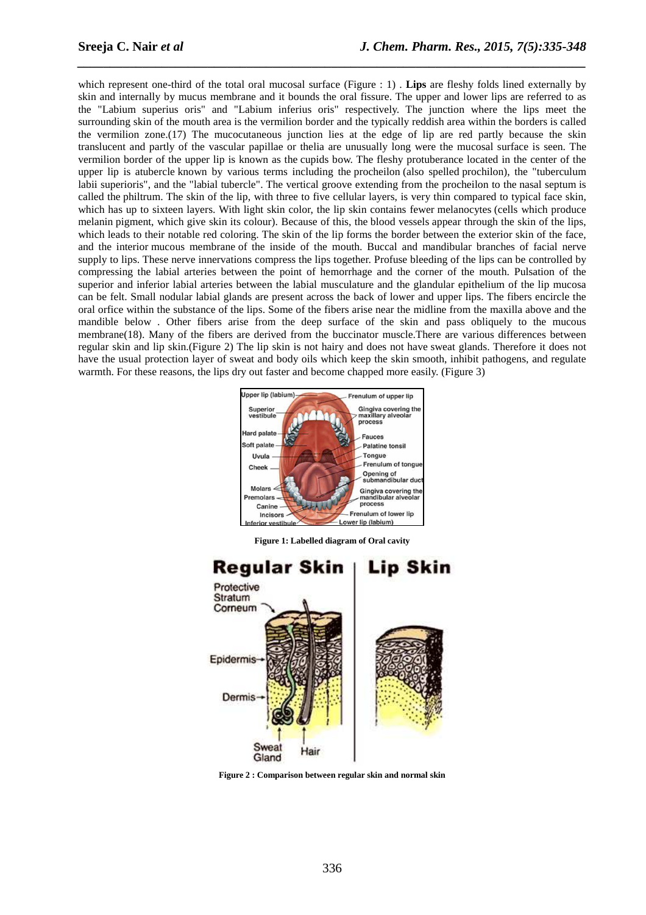which represent one-third of the total oral mucosal surface (Figure : 1) . **Lips** are fleshy folds lined externally by skin and internally by mucus membrane and it bounds the oral fissure. The upper and lower lips are referred to as the "Labium superius oris" and "Labium inferius oris" respectively. The junction where the lips meet the surrounding skin of the mouth area is the vermilion border and the typically reddish area within the borders is called the vermilion zone.(17) The mucocutaneous junction lies at the edge of lip are red partly because the skin translucent and partly of the vascular papillae or thelia are unusually long were the mucosal surface is seen. The vermilion border of the upper lip is known as the cupids bow. The fleshy protuberance located in the center of the upper lip is atubercle known by various terms including the procheilon (also spelled prochilon), the "tuberculum labii superioris", and the "labial tubercle". The vertical groove extending from the procheilon to the nasal septum is called the philtrum. The skin of the lip, with three to five cellular layers, is very thin compared to typical face skin, which has up to sixteen layers. With light skin color, the lip skin contains fewer melanocytes (cells which produce melanin pigment, which give skin its colour). Because of this, the blood vessels appear through the skin of the lips, which leads to their notable red coloring. The skin of the lip forms the border between the exterior skin of the face, and the interior mucous membrane of the inside of the mouth. Buccal and mandibular branches of facial nerve supply to lips. These nerve innervations compress the lips together. Profuse bleeding of the lips can be controlled by compressing the labial arteries between the point of hemorrhage and the corner of the mouth. Pulsation of the superior and inferior labial arteries between the labial musculature and the glandular epithelium of the lip mucosa can be felt. Small nodular labial glands are present across the back of lower and upper lips. The fibers encircle the oral orifice within the substance of the lips. Some of the fibers arise near the midline from the maxilla above and the mandible below . Other fibers arise from the deep surface of the skin and pass obliquely to the mucous membrane(18). Many of the fibers are derived from the buccinator muscle.There are various differences between regular skin and lip skin.(Figure 2) The lip skin is not hairy and does not have sweat glands. Therefore it does not have the usual protection layer of sweat and body oils which keep the skin smooth, inhibit pathogens, and regulate warmth. For these reasons, the lips dry out faster and become chapped more easily. (Figure 3)

**Figure 1: Labelled diagram of Oral cavity**

**Figure 2 : Comparison between regular skin and normal skin**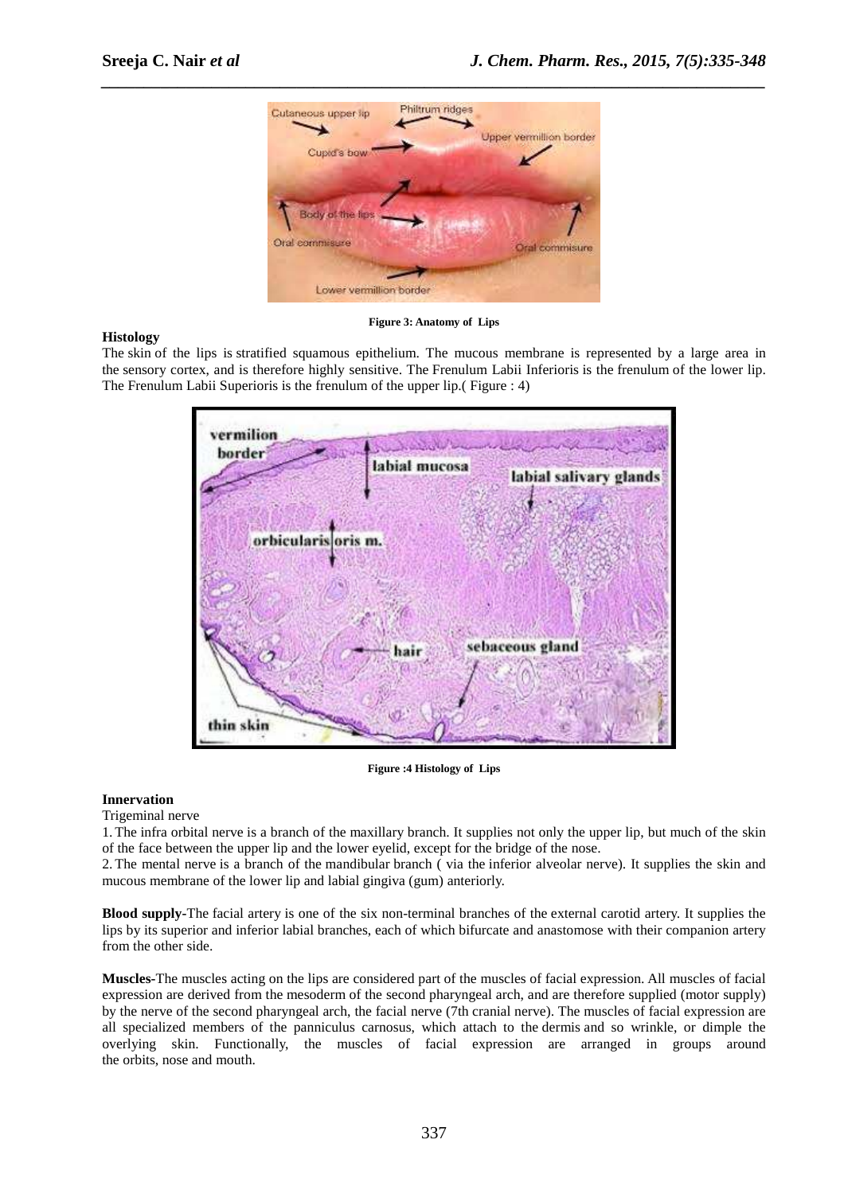Figure 3: Anatomy of Lips

**Histology**

The skin of the lips is stratified squamous epithelium. The mucous membrane is represented by a large area in the sensory cortex, and is therefore highly sensitive. The Frenulum Labii Inferioris is the frenulum of the lower lip. The Frenulum Labii Superioris is the frenulum of the upper lip.( Figure : 4)

Figure :4 Histology of Lips

**Innervation**

Trigeminal nerve

1. The infra orbital nerve is a branch of the maxillary branch. It supplies not only the upper lip, but much of the skin of the face between the upper lip and the lower eyelid, except for the bridge of the nose.
2. The mental nerve is a branch of the mandibular branch ( via the inferior alveolar nerve). It supplies the skin and mucous membrane of the lower lip and labial gingiva (gum) anteriorly.

**Blood supply-**The facial artery is one of the six non-terminal branches of the external carotid artery. It supplies the lips by its superior and inferior labial branches, each of which bifurcate and anastomose with their companion artery from the other side.

**Muscles-**The muscles acting on the lips are considered part of the muscles of facial expression. All muscles of facial expression are derived from the mesoderm of the second pharyngeal arch, and are therefore supplied (motor supply) by the nerve of the second pharyngeal arch, the facial nerve (7th cranial nerve). The muscles of facial expression are all specialized members of the panniculus carnosus, which attach to the dermis and so wrinkle, or dimple the overlying skin. Functionally, the muscles of facial expression are arranged in groups around the orbits, nose and mouth.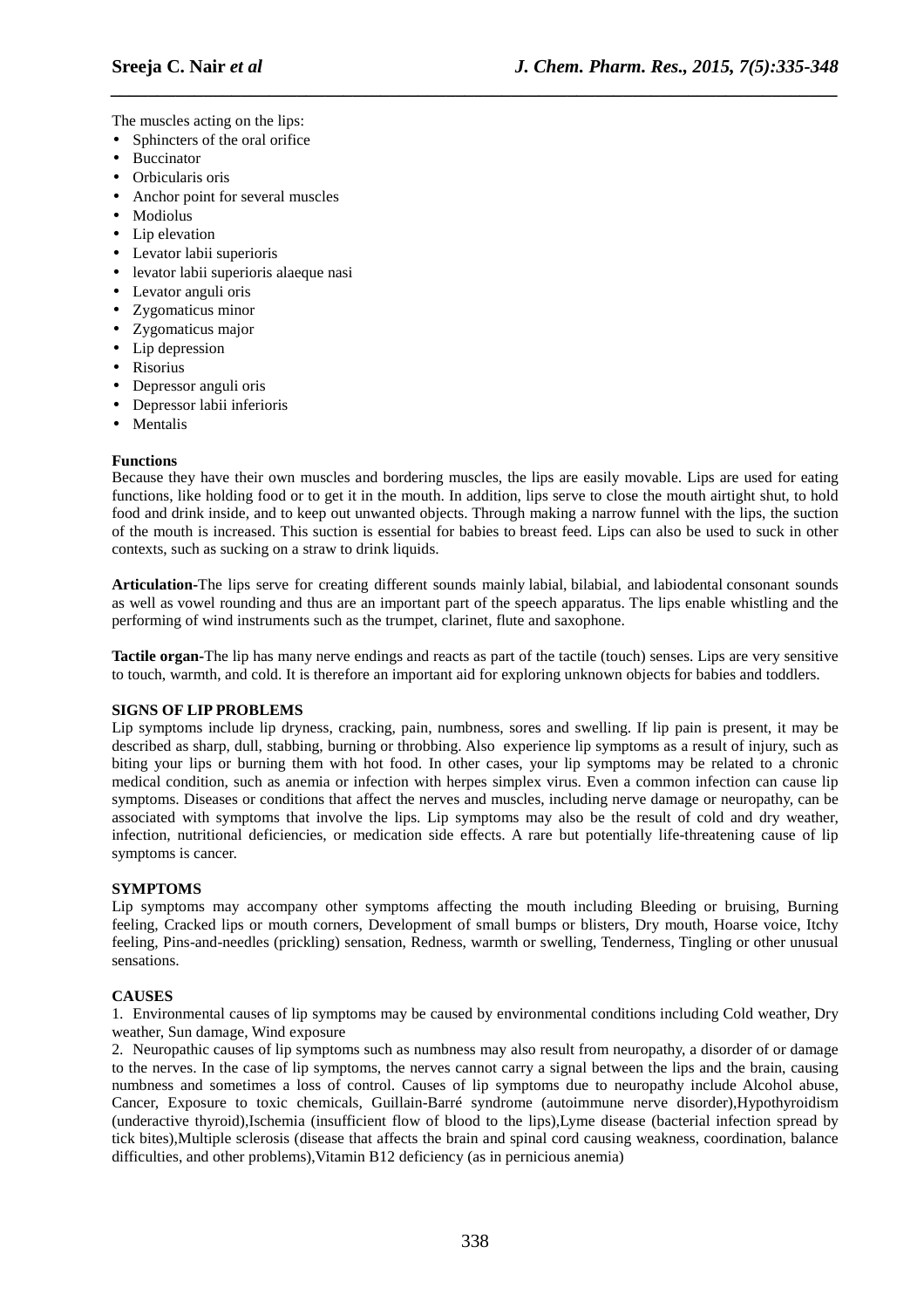The muscles acting on the lips:

- Sphincters of the oral orifice
- Buccinator
- Orbicularis oris
- Anchor point for several muscles
- Modiolus
- Lip elevation
- Levator labii superioris
- levator labii superioris alaeque nasi
- Levator anguli oris
- Zygomaticus minor
- Zygomaticus major
- Lip depression
- Risorius
- Depressor anguli oris
- Depressor labii inferioris
- Mentalis

**Functions**

Because they have their own muscles and bordering muscles, the lips are easily movable. Lips are used for eating functions, like holding food or to get it in the mouth. In addition, lips serve to close the mouth airtight shut, to hold food and drink inside, and to keep out unwanted objects. Through making a narrow funnel with the lips, the suction of the mouth is increased. This suction is essential for babies to breast feed. Lips can also be used to suck in other contexts, such as sucking on a straw to drink liquids.

**Articulation**-The lips serve for creating different sounds mainly labial, bilabial, and labiodental consonant sounds as well as vowel rounding and thus are an important part of the speech apparatus. The lips enable whistling and the performing of wind instruments such as the trumpet, clarinet, flute and saxophone.

**Tactile organ**-The lip has many nerve endings and reacts as part of the tactile (touch) senses. Lips are very sensitive to touch, warmth, and cold. It is therefore an important aid for exploring unknown objects for babies and toddlers.

**SIGNS OF LIP PROBLEMS**

Lip symptoms include lip dryness, cracking, pain, numbness, sores and swelling. If lip pain is present, it may be described as sharp, dull, stabbing, burning or throbbing. Also experience lip symptoms as a result of injury, such as biting your lips or burning them with hot food. In other cases, your lip symptoms may be related to a chronic medical condition, such as anemia or infection with herpes simplex virus. Even a common infection can cause lip symptoms. Diseases or conditions that affect the nerves and muscles, including nerve damage or neuropathy, can be associated with symptoms that involve the lips. Lip symptoms may also be the result of cold and dry weather, infection, nutritional deficiencies, or medication side effects. A rare but potentially life-threatening cause of lip symptoms is cancer.

**SYMPTOMS**

Lip symptoms may accompany other symptoms affecting the mouth including Bleeding or bruising, Burning feeling, Cracked lips or mouth corners, Development of small bumps or blisters, Dry mouth, Hoarse voice, Itchy feeling, Pins-and-needles (prickling) sensation, Redness, warmth or swelling, Tenderness, Tingling or other unusual sensations.

**CAUSES**

1. Environmental causes of lip symptoms may be caused by environmental conditions including Cold weather, Dry weather, Sun damage, Wind exposure

2. Neuropathic causes of lip symptoms such as numbness may also result from neuropathy, a disorder of or damage to the nerves. In the case of lip symptoms, the nerves cannot carry a signal between the lips and the brain, causing numbness and sometimes a loss of control. Causes of lip symptoms due to neuropathy include Alcohol abuse, Cancer, Exposure to toxic chemicals, Guillain-Barré syndrome (autoimmune nerve disorder),Hypothyroidism (underactive thyroid),Ischemia (insufficient flow of blood to the lips),Lyme disease (bacterial infection spread by tick bites),Multiple sclerosis (disease that affects the brain and spinal cord causing weakness, coordination, balance difficulties, and other problems),Vitamin B12 deficiency (as in pernicious anemia)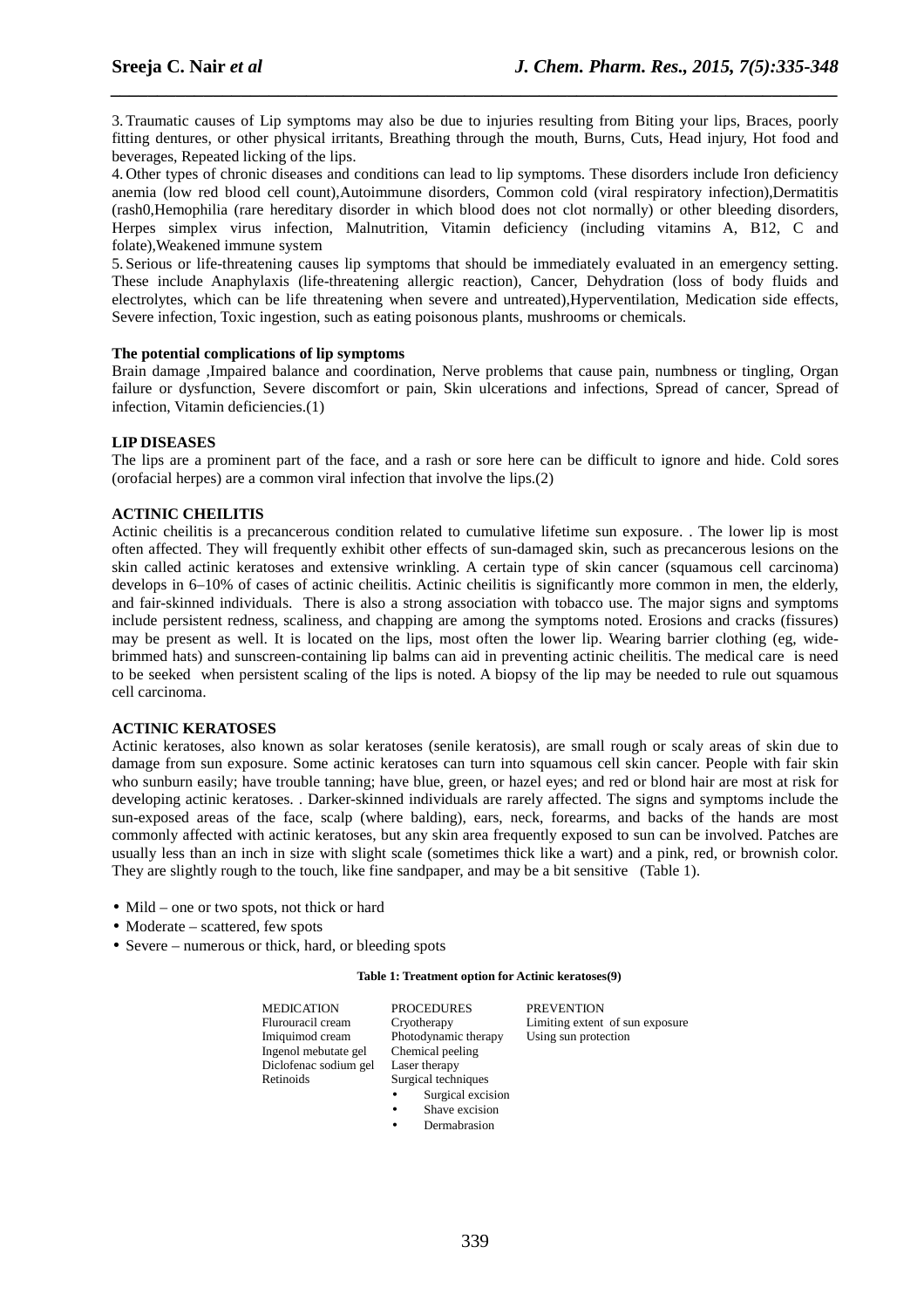3. Traumatic causes of Lip symptoms may also be due to injuries resulting from Biting your lips, Braces, poorly fitting dentures, or other physical irritants, Breathing through the mouth, Burns, Cuts, Head injury, Hot food and beverages, Repeated licking of the lips.

4. Other types of chronic diseases and conditions can lead to lip symptoms. These disorders include Iron deficiency anemia (low red blood cell count),Autoimmune disorders, Common cold (viral respiratory infection),Dermatitis (rash0,Hemophilia (rare hereditary disorder in which blood does not clot normally) or other bleeding disorders, Herpes simplex virus infection, Malnutrition, Vitamin deficiency (including vitamins A, B12, C and folate),Weakened immune system

5. Serious or life-threatening causes lip symptoms that should be immediately evaluated in an emergency setting. These include Anaphylaxis (life-threatening allergic reaction), Cancer, Dehydration (loss of body fluids and electrolytes, which can be life threatening when severe and untreated),Hyperventilation, Medication side effects, Severe infection, Toxic ingestion, such as eating poisonous plants, mushrooms or chemicals.

**The potential complications of lip symptoms**

Brain damage ,Impaired balance and coordination, Nerve problems that cause pain, numbness or tingling, Organ failure or dysfunction, Severe discomfort or pain, Skin ulcerations and infections, Spread of cancer, Spread of infection, Vitamin deficiencies.(1)

## LIP DISEASES

The lips are a prominent part of the face, and a rash or sore here can be difficult to ignore and hide. Cold sores (orofacial herpes) are a common viral infection that involve the lips.(2)

## ACTINIC CHEILITIS

Actinic cheilitis is a precancerous condition related to cumulative lifetime sun exposure. . The lower lip is most often affected. They will frequently exhibit other effects of sun-damaged skin, such as precancerous lesions on the skin called actinic keratoses and extensive wrinkling. A certain type of skin cancer (squamous cell carcinoma) develops in 6–10% of cases of actinic cheilitis. Actinic cheilitis is significantly more common in men, the elderly, and fair-skinned individuals. There is also a strong association with tobacco use. The major signs and symptoms include persistent redness, scaliness, and chapping are among the symptoms noted. Erosions and cracks (fissures) may be present as well. It is located on the lips, most often the lower lip. Wearing barrier clothing (eg, wide-brimmed hats) and sunscreen-containing lip balms can aid in preventing actinic cheilitis. The medical care is need to be seeked when persistent scaling of the lips is noted. A biopsy of the lip may be needed to rule out squamous cell carcinoma.

## ACTINIC KERATOSES

Actinic keratoses, also known as solar keratoses (senile keratosis), are small rough or scaly areas of skin due to damage from sun exposure. Some actinic keratoses can turn into squamous cell skin cancer. People with fair skin who sunburn easily; have trouble tanning; have blue, green, or hazel eyes; and red or blond hair are most at risk for developing actinic keratoses. . Darker-skinned individuals are rarely affected. The signs and symptoms include the sun-exposed areas of the face, scalp (where balding), ears, neck, forearms, and backs of the hands are most commonly affected with actinic keratoses, but any skin area frequently exposed to sun can be involved. Patches are usually less than an inch in size with slight scale (sometimes thick like a wart) and a pink, red, or brownish color. They are slightly rough to the touch, like fine sandpaper, and may be a bit sensitive (Table 1).

- Mild – one or two spots, not thick or hard
- Moderate – scattered, few spots
- Severe – numerous or thick, hard, or bleeding spots

**Table 1: Treatment option for Actinic keratoses(9)**

| MEDICATION | PROCEDURES | PREVENTION |
|---|---|---|
| Flurouracil cream | Cryotherapy | Limiting extent of sun exposure |
| Imiquimod cream | Photodynamic therapy | Using sun protection |
| Ingenol mebutate gel | Chemical peeling | |
| Diclofenac sodium gel | Laser therapy | |
| Retinoids | Surgical techniques<br>• Surgical excision<br>• Shave excision<br>• Dermabrasion | |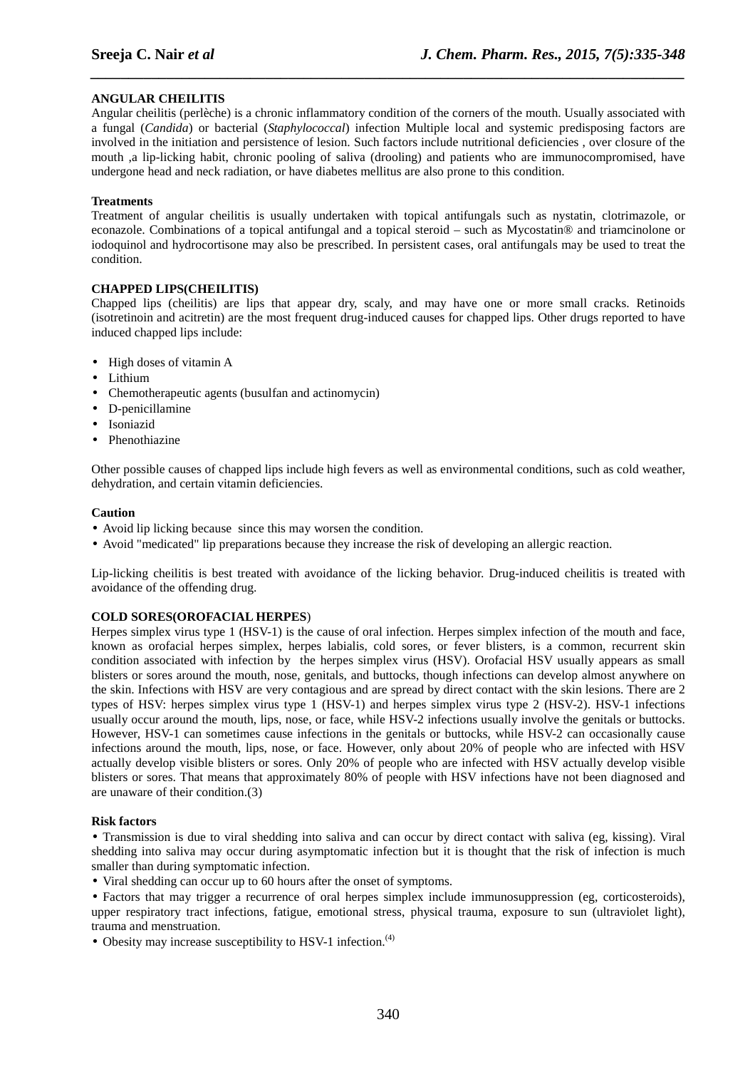## ANGULAR CHEILITIS

Angular cheilitis (perlèche) is a chronic inflammatory condition of the corners of the mouth. Usually associated with a fungal (*Candida*) or bacterial (*Staphylococcal*) infection Multiple local and systemic predisposing factors are involved in the initiation and persistence of lesion. Such factors include nutritional deficiencies , over closure of the mouth ,a lip-licking habit, chronic pooling of saliva (drooling) and patients who are immunocompromised, have undergone head and neck radiation, or have diabetes mellitus are also prone to this condition.

### Treatments

Treatment of angular cheilitis is usually undertaken with topical antifungals such as nystatin, clotrimazole, or econazole. Combinations of a topical antifungal and a topical steroid – such as Mycostatin® and triamcinolone or iodoquinol and hydrocortisone may also be prescribed. In persistent cases, oral antifungals may be used to treat the condition.

## CHAPPED LIPS(CHEILITIS)

Chapped lips (cheilitis) are lips that appear dry, scaly, and may have one or more small cracks. Retinoids (isotretinoin and acitretin) are the most frequent drug-induced causes for chapped lips. Other drugs reported to have induced chapped lips include:

- High doses of vitamin A
- Lithium
- Chemotherapeutic agents (busulfan and actinomycin)
- D-penicillamine
- Isoniazid
- Phenothiazine

Other possible causes of chapped lips include high fevers as well as environmental conditions, such as cold weather, dehydration, and certain vitamin deficiencies.

### Caution

- Avoid lip licking because since this may worsen the condition.
- Avoid "medicated" lip preparations because they increase the risk of developing an allergic reaction.

Lip-licking cheilitis is best treated with avoidance of the licking behavior. Drug-induced cheilitis is treated with avoidance of the offending drug.

## COLD SORES(OROFACIAL HERPES)

Herpes simplex virus type 1 (HSV-1) is the cause of oral infection. Herpes simplex infection of the mouth and face, known as orofacial herpes simplex, herpes labialis, cold sores, or fever blisters, is a common, recurrent skin condition associated with infection by the herpes simplex virus (HSV). Orofacial HSV usually appears as small blisters or sores around the mouth, nose, genitals, and buttocks, though infections can develop almost anywhere on the skin. Infections with HSV are very contagious and are spread by direct contact with the skin lesions. There are 2 types of HSV: herpes simplex virus type 1 (HSV-1) and herpes simplex virus type 2 (HSV-2). HSV-1 infections usually occur around the mouth, lips, nose, or face, while HSV-2 infections usually involve the genitals or buttocks. However, HSV-1 can sometimes cause infections in the genitals or buttocks, while HSV-2 can occasionally cause infections around the mouth, lips, nose, or face. However, only about 20% of people who are infected with HSV actually develop visible blisters or sores. Only 20% of people who are infected with HSV actually develop visible blisters or sores. That means that approximately 80% of people with HSV infections have not been diagnosed and are unaware of their condition.(3)

### Risk factors

- Transmission is due to viral shedding into saliva and can occur by direct contact with saliva (eg, kissing). Viral shedding into saliva may occur during asymptomatic infection but it is thought that the risk of infection is much smaller than during symptomatic infection.
- Viral shedding can occur up to 60 hours after the onset of symptoms.
- Factors that may trigger a recurrence of oral herpes simplex include immunosuppression (eg, corticosteroids), upper respiratory tract infections, fatigue, emotional stress, physical trauma, exposure to sun (ultraviolet light), trauma and menstruation.
- Obesity may increase susceptibility to HSV-1 infection.[4]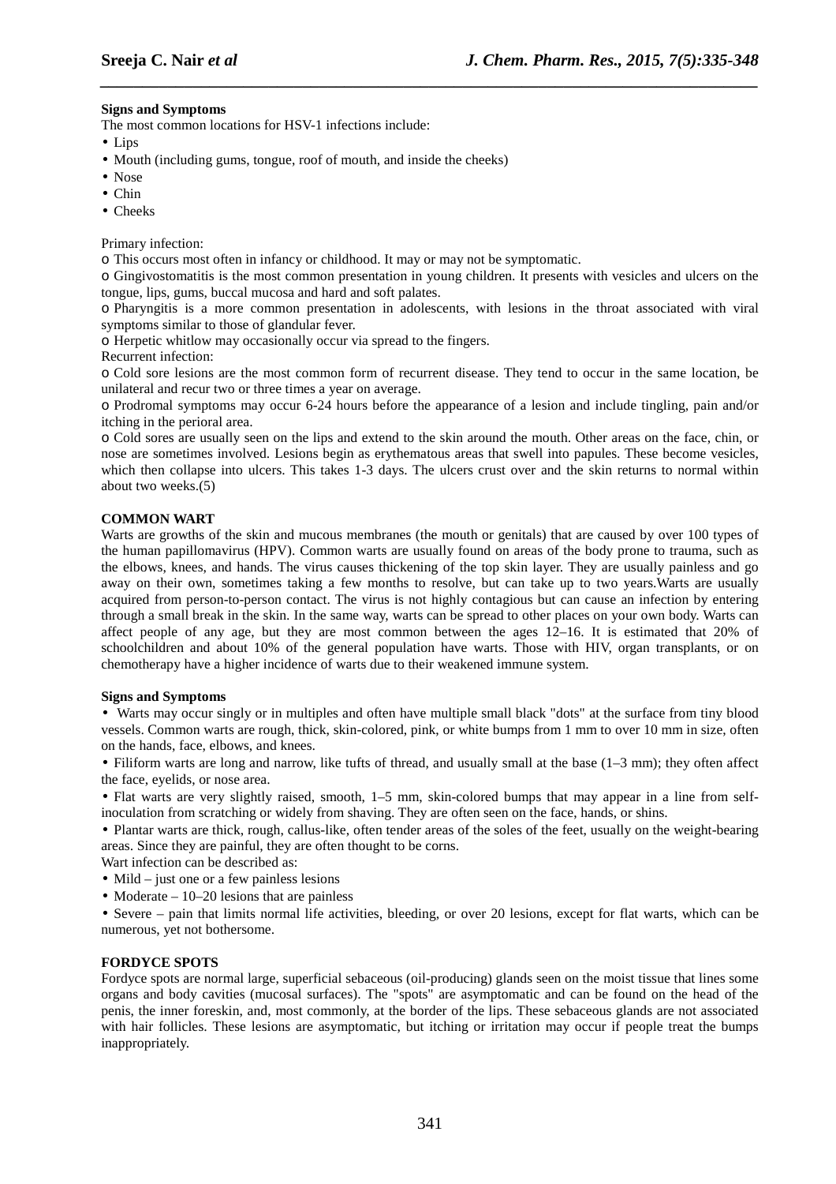**Signs and Symptoms**

The most common locations for HSV-1 infections include:

- Lips
- Mouth (including gums, tongue, roof of mouth, and inside the cheeks)
- Nose
- Chin
- Cheeks

Primary infection:

o This occurs most often in infancy or childhood. It may or may not be symptomatic.

o Gingivostomatitis is the most common presentation in young children. It presents with vesicles and ulcers on the tongue, lips, gums, buccal mucosa and hard and soft palates.

o Pharyngitis is a more common presentation in adolescents, with lesions in the throat associated with viral symptoms similar to those of glandular fever.

o Herpetic whitlow may occasionally occur via spread to the fingers.

Recurrent infection:

o Cold sore lesions are the most common form of recurrent disease. They tend to occur in the same location, be unilateral and recur two or three times a year on average.

o Prodromal symptoms may occur 6-24 hours before the appearance of a lesion and include tingling, pain and/or itching in the perioral area.

o Cold sores are usually seen on the lips and extend to the skin around the mouth. Other areas on the face, chin, or nose are sometimes involved. Lesions begin as erythematous areas that swell into papules. These become vesicles, which then collapse into ulcers. This takes 1-3 days. The ulcers crust over and the skin returns to normal within about two weeks.(5)

**COMMON WART**

Warts are growths of the skin and mucous membranes (the mouth or genitals) that are caused by over 100 types of the human papillomavirus (HPV). Common warts are usually found on areas of the body prone to trauma, such as the elbows, knees, and hands. The virus causes thickening of the top skin layer. They are usually painless and go away on their own, sometimes taking a few months to resolve, but can take up to two years.Warts are usually acquired from person-to-person contact. The virus is not highly contagious but can cause an infection by entering through a small break in the skin. In the same way, warts can be spread to other places on your own body. Warts can affect people of any age, but they are most common between the ages 12–16. It is estimated that 20% of schoolchildren and about 10% of the general population have warts. Those with HIV, organ transplants, or on chemotherapy have a higher incidence of warts due to their weakened immune system.

**Signs and Symptoms**

- Warts may occur singly or in multiples and often have multiple small black "dots" at the surface from tiny blood vessels. Common warts are rough, thick, skin-colored, pink, or white bumps from 1 mm to over 10 mm in size, often on the hands, face, elbows, and knees.
- Filiform warts are long and narrow, like tufts of thread, and usually small at the base (1–3 mm); they often affect the face, eyelids, or nose area.
- Flat warts are very slightly raised, smooth, 1–5 mm, skin-colored bumps that may appear in a line from self-inoculation from scratching or widely from shaving. They are often seen on the face, hands, or shins.
- Plantar warts are thick, rough, callus-like, often tender areas of the soles of the feet, usually on the weight-bearing areas. Since they are painful, they are often thought to be corns.

Wart infection can be described as:

- Mild – just one or a few painless lesions
- Moderate – 10–20 lesions that are painless
- Severe – pain that limits normal life activities, bleeding, or over 20 lesions, except for flat warts, which can be numerous, yet not bothersome.

**FORDYCE SPOTS**

Fordyce spots are normal large, superficial sebaceous (oil-producing) glands seen on the moist tissue that lines some organs and body cavities (mucosal surfaces). The "spots" are asymptomatic and can be found on the head of the penis, the inner foreskin, and, most commonly, at the border of the lips. These sebaceous glands are not associated with hair follicles. These lesions are asymptomatic, but itching or irritation may occur if people treat the bumps inappropriately.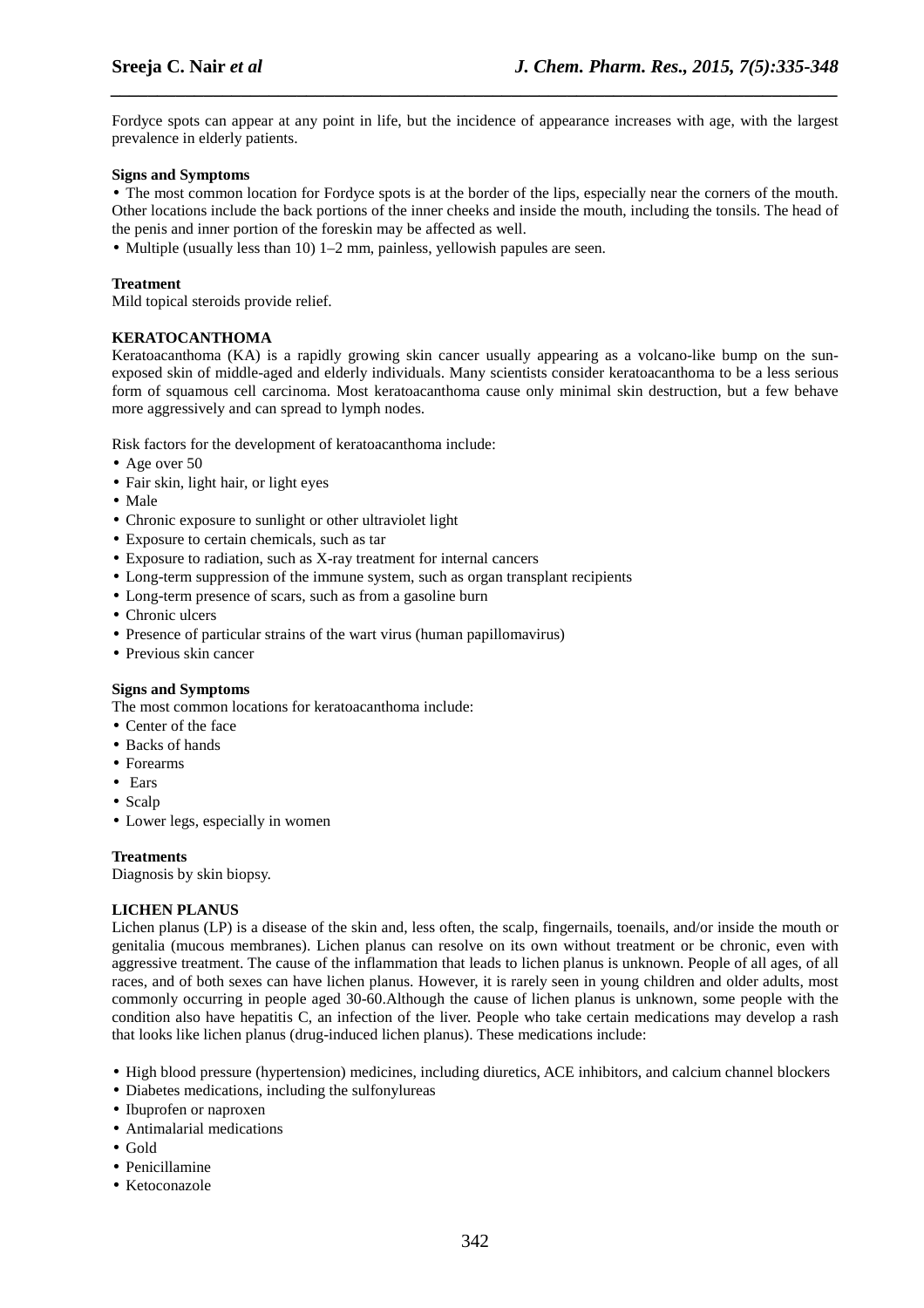Fordyce spots can appear at any point in life, but the incidence of appearance increases with age, with the largest prevalence in elderly patients.

**Signs and Symptoms**

- The most common location for Fordyce spots is at the border of the lips, especially near the corners of the mouth. Other locations include the back portions of the inner cheeks and inside the mouth, including the tonsils. The head of the penis and inner portion of the foreskin may be affected as well.
- Multiple (usually less than 10) 1–2 mm, painless, yellowish papules are seen.

**Treatment**

Mild topical steroids provide relief.

**KERATOCANTHOMA**

Keratoacanthoma (KA) is a rapidly growing skin cancer usually appearing as a volcano-like bump on the sun-exposed skin of middle-aged and elderly individuals. Many scientists consider keratoacanthoma to be a less serious form of squamous cell carcinoma. Most keratoacanthoma cause only minimal skin destruction, but a few behave more aggressively and can spread to lymph nodes.

Risk factors for the development of keratoacanthoma include:

- Age over 50
- Fair skin, light hair, or light eyes
- Male
- Chronic exposure to sunlight or other ultraviolet light
- Exposure to certain chemicals, such as tar
- Exposure to radiation, such as X-ray treatment for internal cancers
- Long-term suppression of the immune system, such as organ transplant recipients
- Long-term presence of scars, such as from a gasoline burn
- Chronic ulcers
- Presence of particular strains of the wart virus (human papillomavirus)
- Previous skin cancer

**Signs and Symptoms**

The most common locations for keratoacanthoma include:

- Center of the face
- Backs of hands
- Forearms
- Ears
- Scalp
- Lower legs, especially in women

**Treatments**

Diagnosis by skin biopsy.

**LICHEN PLANUS**

Lichen planus (LP) is a disease of the skin and, less often, the scalp, fingernails, toenails, and/or inside the mouth or genitalia (mucous membranes). Lichen planus can resolve on its own without treatment or be chronic, even with aggressive treatment. The cause of the inflammation that leads to lichen planus is unknown. People of all ages, of all races, and of both sexes can have lichen planus. However, it is rarely seen in young children and older adults, most commonly occurring in people aged 30-60.Although the cause of lichen planus is unknown, some people with the condition also have hepatitis C, an infection of the liver. People who take certain medications may develop a rash that looks like lichen planus (drug-induced lichen planus). These medications include:

- High blood pressure (hypertension) medicines, including diuretics, ACE inhibitors, and calcium channel blockers
- Diabetes medications, including the sulfonylureas
- Ibuprofen or naproxen
- Antimalarial medications
- Gold
- Penicillamine
- Ketoconazole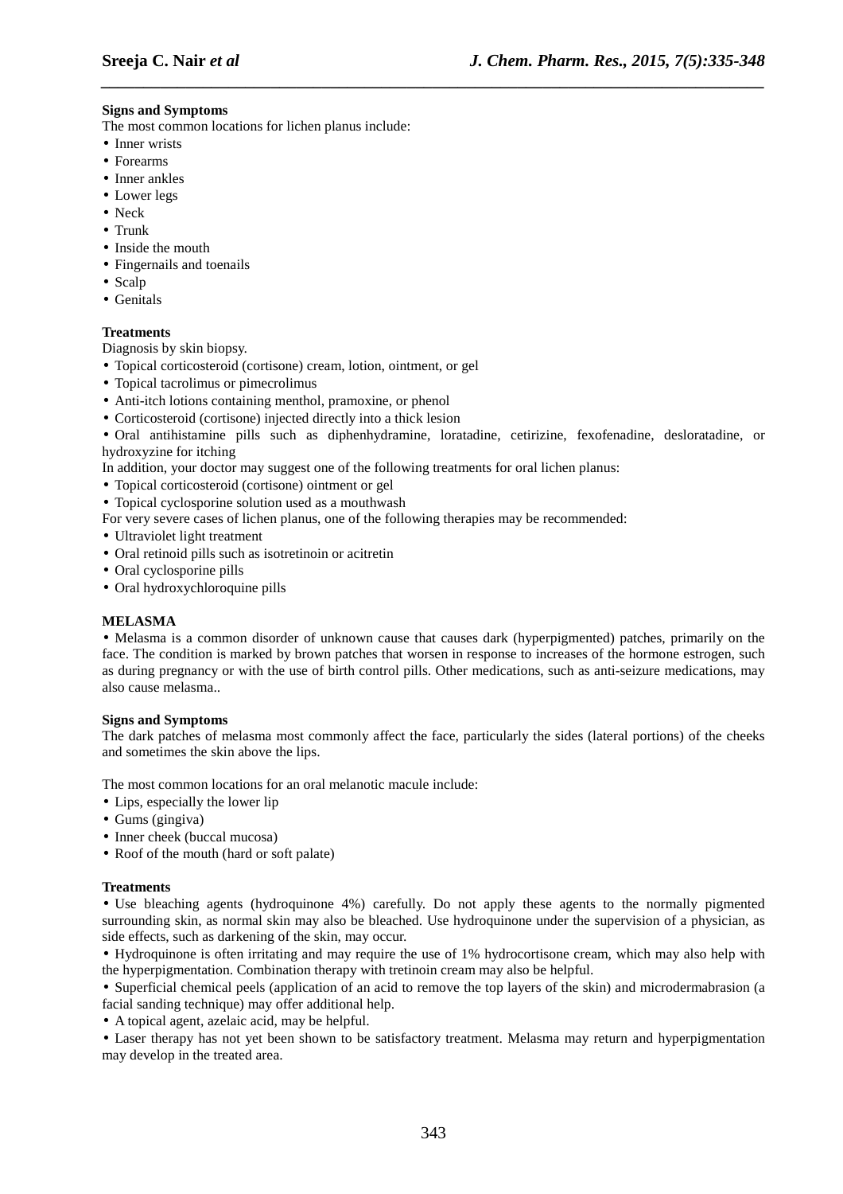**Signs and Symptoms**

The most common locations for lichen planus include:

- Inner wrists
- Forearms
- Inner ankles
- Lower legs
- Neck
- Trunk
- Inside the mouth
- Fingernails and toenails
- Scalp
- Genitals

**Treatments**

Diagnosis by skin biopsy.

- Topical corticosteroid (cortisone) cream, lotion, ointment, or gel
- Topical tacrolimus or pimecrolimus
- Anti-itch lotions containing menthol, pramoxine, or phenol
- Corticosteroid (cortisone) injected directly into a thick lesion
- Oral antihistamine pills such as diphenhydramine, loratadine, cetirizine, fexofenadine, desloratadine, or hydroxyzine for itching

In addition, your doctor may suggest one of the following treatments for oral lichen planus:

- Topical corticosteroid (cortisone) ointment or gel
- Topical cyclosporine solution used as a mouthwash

For very severe cases of lichen planus, one of the following therapies may be recommended:

- Ultraviolet light treatment
- Oral retinoid pills such as isotretinoin or acitretin
- Oral cyclosporine pills
- Oral hydroxychloroquine pills

**MELASMA**

- Melasma is a common disorder of unknown cause that causes dark (hyperpigmented) patches, primarily on the face. The condition is marked by brown patches that worsen in response to increases of the hormone estrogen, such as during pregnancy or with the use of birth control pills. Other medications, such as anti-seizure medications, may also cause melasma..

**Signs and Symptoms**

The dark patches of melasma most commonly affect the face, particularly the sides (lateral portions) of the cheeks and sometimes the skin above the lips.

The most common locations for an oral melanotic macule include:

- Lips, especially the lower lip
- Gums (gingiva)
- Inner cheek (buccal mucosa)
- Roof of the mouth (hard or soft palate)

**Treatments**

- Use bleaching agents (hydroquinone 4%) carefully. Do not apply these agents to the normally pigmented surrounding skin, as normal skin may also be bleached. Use hydroquinone under the supervision of a physician, as side effects, such as darkening of the skin, may occur.
- Hydroquinone is often irritating and may require the use of 1% hydrocortisone cream, which may also help with the hyperpigmentation. Combination therapy with tretinoin cream may also be helpful.
- Superficial chemical peels (application of an acid to remove the top layers of the skin) and microdermabrasion (a facial sanding technique) may offer additional help.
- A topical agent, azelaic acid, may be helpful.
- Laser therapy has not yet been shown to be satisfactory treatment. Melasma may return and hyperpigmentation may develop in the treated area.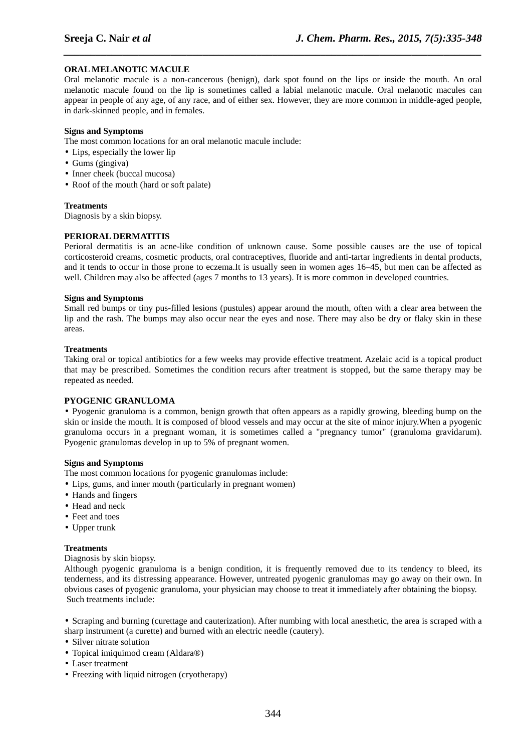**ORAL MELANOTIC MACULE**

Oral melanotic macule is a non-cancerous (benign), dark spot found on the lips or inside the mouth. An oral melanotic macule found on the lip is sometimes called a labial melanotic macule. Oral melanotic macules can appear in people of any age, of any race, and of either sex. However, they are more common in middle-aged people, in dark-skinned people, and in females.

**Signs and Symptoms**

The most common locations for an oral melanotic macule include:

- Lips, especially the lower lip
- Gums (gingiva)
- Inner cheek (buccal mucosa)
- Roof of the mouth (hard or soft palate)

**Treatments**

Diagnosis by a skin biopsy.

**PERIORAL DERMATITIS**

Perioral dermatitis is an acne-like condition of unknown cause. Some possible causes are the use of topical corticosteroid creams, cosmetic products, oral contraceptives, fluoride and anti-tartar ingredients in dental products, and it tends to occur in those prone to eczema.It is usually seen in women ages 16–45, but men can be affected as well. Children may also be affected (ages 7 months to 13 years). It is more common in developed countries.

**Signs and Symptoms**

Small red bumps or tiny pus-filled lesions (pustules) appear around the mouth, often with a clear area between the lip and the rash. The bumps may also occur near the eyes and nose. There may also be dry or flaky skin in these areas.

**Treatments**

Taking oral or topical antibiotics for a few weeks may provide effective treatment. Azelaic acid is a topical product that may be prescribed. Sometimes the condition recurs after treatment is stopped, but the same therapy may be repeated as needed.

**PYOGENIC GRANULOMA**

- Pyogenic granuloma is a common, benign growth that often appears as a rapidly growing, bleeding bump on the skin or inside the mouth. It is composed of blood vessels and may occur at the site of minor injury.When a pyogenic granuloma occurs in a pregnant woman, it is sometimes called a "pregnancy tumor" (granuloma gravidarum). Pyogenic granulomas develop in up to 5% of pregnant women.

**Signs and Symptoms**

The most common locations for pyogenic granulomas include:

- Lips, gums, and inner mouth (particularly in pregnant women)
- Hands and fingers
- Head and neck
- Feet and toes
- Upper trunk

**Treatments**

Diagnosis by skin biopsy.

Although pyogenic granuloma is a benign condition, it is frequently removed due to its tendency to bleed, its tenderness, and its distressing appearance. However, untreated pyogenic granulomas may go away on their own. In obvious cases of pyogenic granuloma, your physician may choose to treat it immediately after obtaining the biopsy. Such treatments include:

- Scraping and burning (curettage and cauterization). After numbing with local anesthetic, the area is scraped with a sharp instrument (a curette) and burned with an electric needle (cautery).
- Silver nitrate solution
- Topical imiquimod cream (Aldara®)
- Laser treatment
- Freezing with liquid nitrogen (cryotherapy)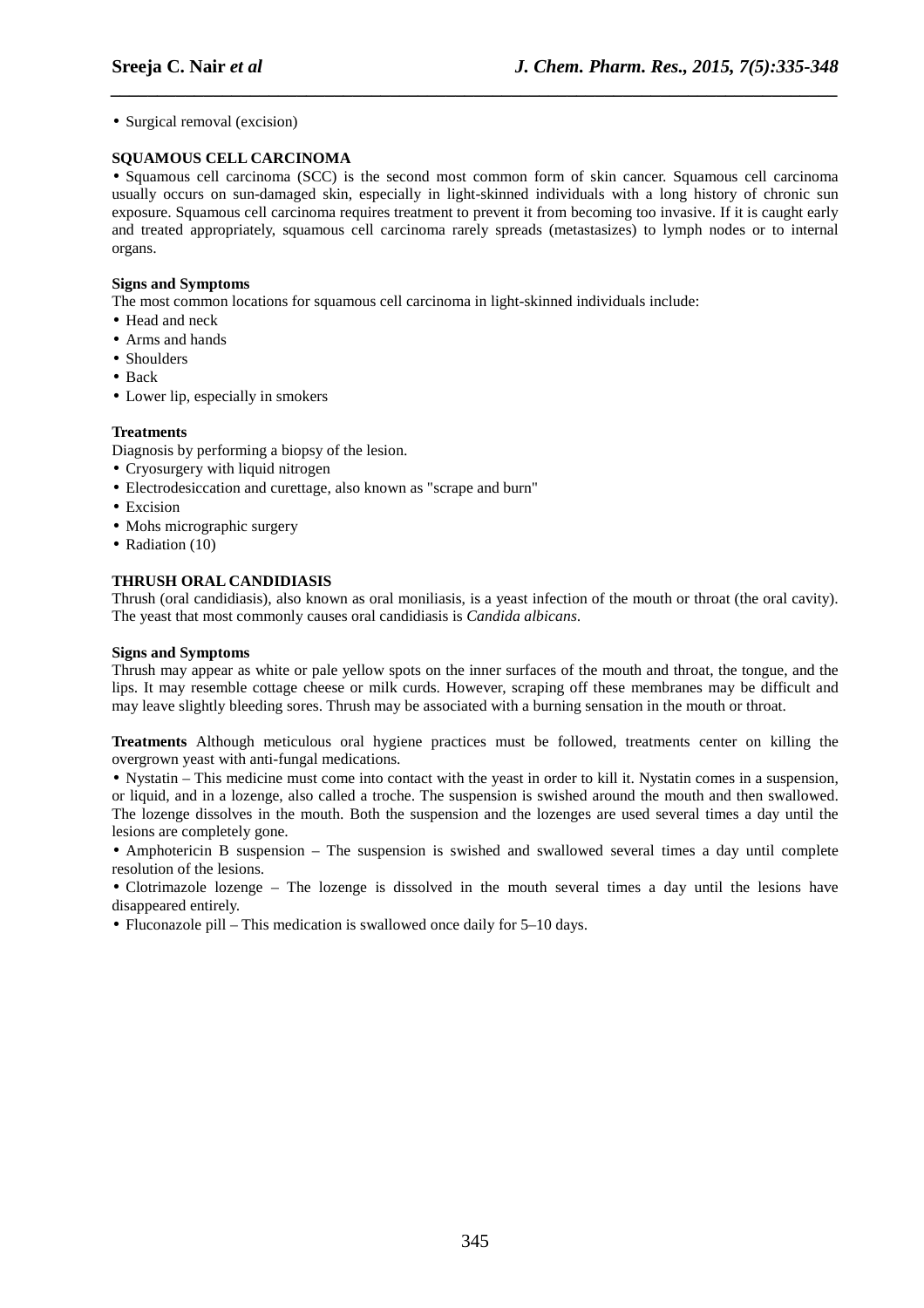- Surgical removal (excision)

**SQUAMOUS CELL CARCINOMA**

- Squamous cell carcinoma (SCC) is the second most common form of skin cancer. Squamous cell carcinoma usually occurs on sun-damaged skin, especially in light-skinned individuals with a long history of chronic sun exposure. Squamous cell carcinoma requires treatment to prevent it from becoming too invasive. If it is caught early and treated appropriately, squamous cell carcinoma rarely spreads (metastasizes) to lymph nodes or to internal organs.

**Signs and Symptoms**

The most common locations for squamous cell carcinoma in light-skinned individuals include:

- Head and neck
- Arms and hands
- Shoulders
- Back
- Lower lip, especially in smokers

**Treatments**

Diagnosis by performing a biopsy of the lesion.

- Cryosurgery with liquid nitrogen
- Electrodesiccation and curettage, also known as "scrape and burn"
- Excision
- Mohs micrographic surgery
- Radiation (10)

**THRUSH ORAL CANDIDIASIS**

Thrush (oral candidiasis), also known as oral moniliasis, is a yeast infection of the mouth or throat (the oral cavity). The yeast that most commonly causes oral candidiasis is *Candida albicans*.

**Signs and Symptoms**

Thrush may appear as white or pale yellow spots on the inner surfaces of the mouth and throat, the tongue, and the lips. It may resemble cottage cheese or milk curds. However, scraping off these membranes may be difficult and may leave slightly bleeding sores. Thrush may be associated with a burning sensation in the mouth or throat.

**Treatments** Although meticulous oral hygiene practices must be followed, treatments center on killing the overgrown yeast with anti-fungal medications.

- Nystatin – This medicine must come into contact with the yeast in order to kill it. Nystatin comes in a suspension, or liquid, and in a lozenge, also called a troche. The suspension is swished around the mouth and then swallowed. The lozenge dissolves in the mouth. Both the suspension and the lozenges are used several times a day until the lesions are completely gone.
- Amphotericin B suspension – The suspension is swished and swallowed several times a day until complete resolution of the lesions.
- Clotrimazole lozenge – The lozenge is dissolved in the mouth several times a day until the lesions have disappeared entirely.
- Fluconazole pill – This medication is swallowed once daily for 5–10 days.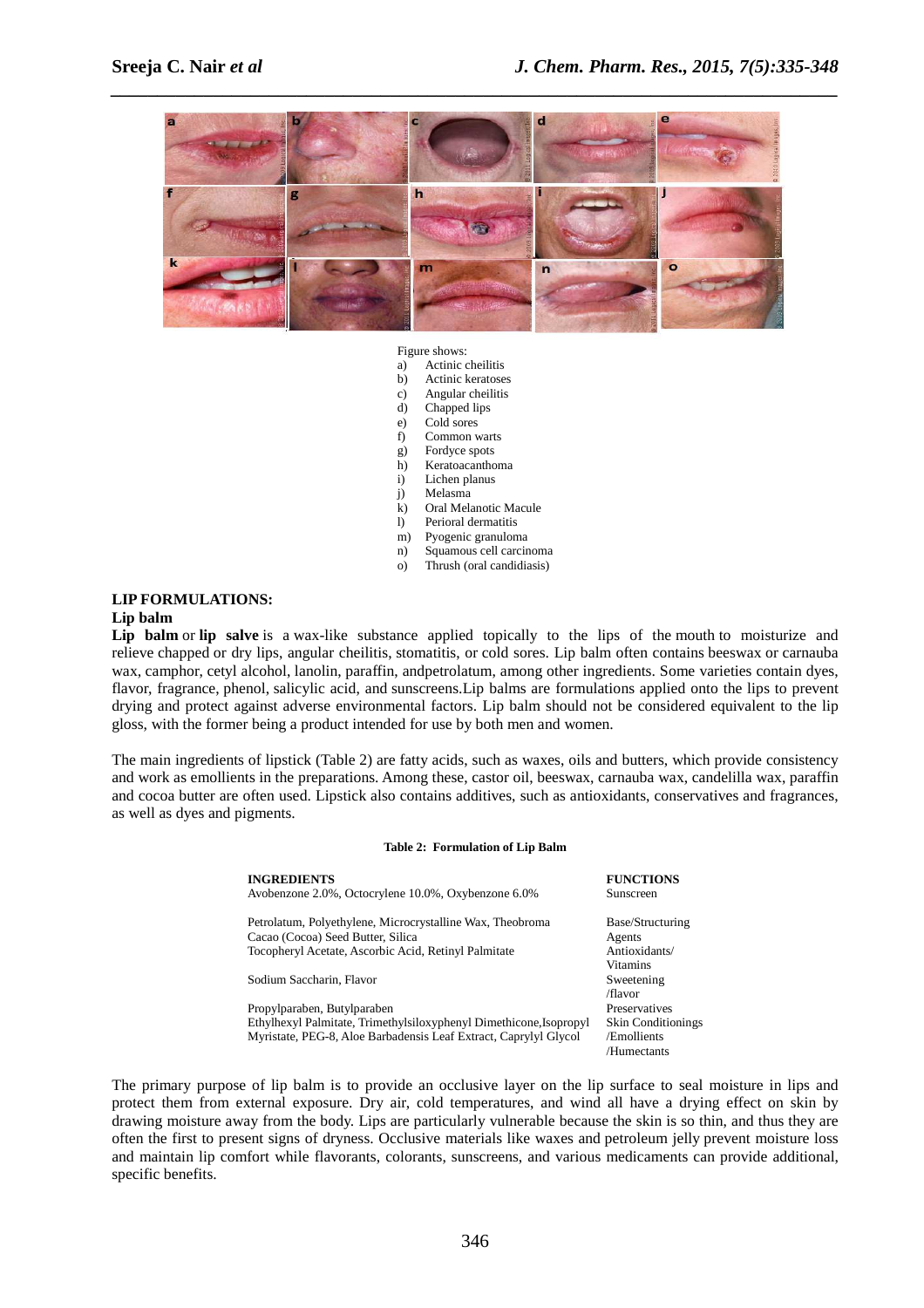Figure shows:

a) Actinic cheilitis
b) Actinic keratoses
c) Angular cheilitis
d) Chapped lips
e) Cold sores
f) Common warts
g) Fordyce spots
h) Keratoacanthoma
i) Lichen planus
j) Melasma
k) Oral Melanotic Macule
l) Perioral dermatitis
m) Pyogenic granuloma
n) Squamous cell carcinoma
o) Thrush (oral candidiasis)

**LIP FORMULATIONS:**

**Lip balm**

**Lip balm** or **lip salve** is a wax-like substance applied topically to the lips of the mouth to moisturize and relieve chapped or dry lips, angular cheilitis, stomatitis, or cold sores. Lip balm often contains beeswax or carnauba wax, camphor, cetyl alcohol, lanolin, paraffin, andpetrolatum, among other ingredients. Some varieties contain dyes, flavor, fragrance, phenol, salicylic acid, and sunscreens.Lip balms are formulations applied onto the lips to prevent drying and protect against adverse environmental factors. Lip balm should not be considered equivalent to the lip gloss, with the former being a product intended for use by both men and women.

The main ingredients of lipstick (Table 2) are fatty acids, such as waxes, oils and butters, which provide consistency and work as emollients in the preparations. Among these, castor oil, beeswax, carnauba wax, candelilla wax, paraffin and cocoa butter are often used. Lipstick also contains additives, such as antioxidants, conservatives and fragrances, as well as dyes and pigments.

**Table 2: Formulation of Lip Balm**

| INGREDIENTS | FUNCTIONS |
|---|---|
| Avobenzone 2.0%, Octocrylene 10.0%, Oxybenzone 6.0% | Sunscreen |
| Petrolatum, Polyethylene, Microcrystalline Wax, Theobroma Cacao (Cocoa) Seed Butter, Silica | Base/Structuring Agents |
| Tocopheryl Acetate, Ascorbic Acid, Retinyl Palmitate | Antioxidants/ Vitamins |
| Sodium Saccharin, Flavor | Sweetening /flavor |
| Propylparaben, Butylparaben | Preservatives |
| Ethylhexyl Palmitate, Trimethylsiloxyphenyl Dimethicone,Isopropyl Myristate, PEG-8, Aloe Barbadensis Leaf Extract, Caprylyl Glycol | Skin Conditionings /Emollients /Humectants |

The primary purpose of lip balm is to provide an occlusive layer on the lip surface to seal moisture in lips and protect them from external exposure. Dry air, cold temperatures, and wind all have a drying effect on skin by drawing moisture away from the body. Lips are particularly vulnerable because the skin is so thin, and thus they are often the first to present signs of dryness. Occlusive materials like waxes and petroleum jelly prevent moisture loss and maintain lip comfort while flavorants, colorants, sunscreens, and various medicaments can provide additional, specific benefits.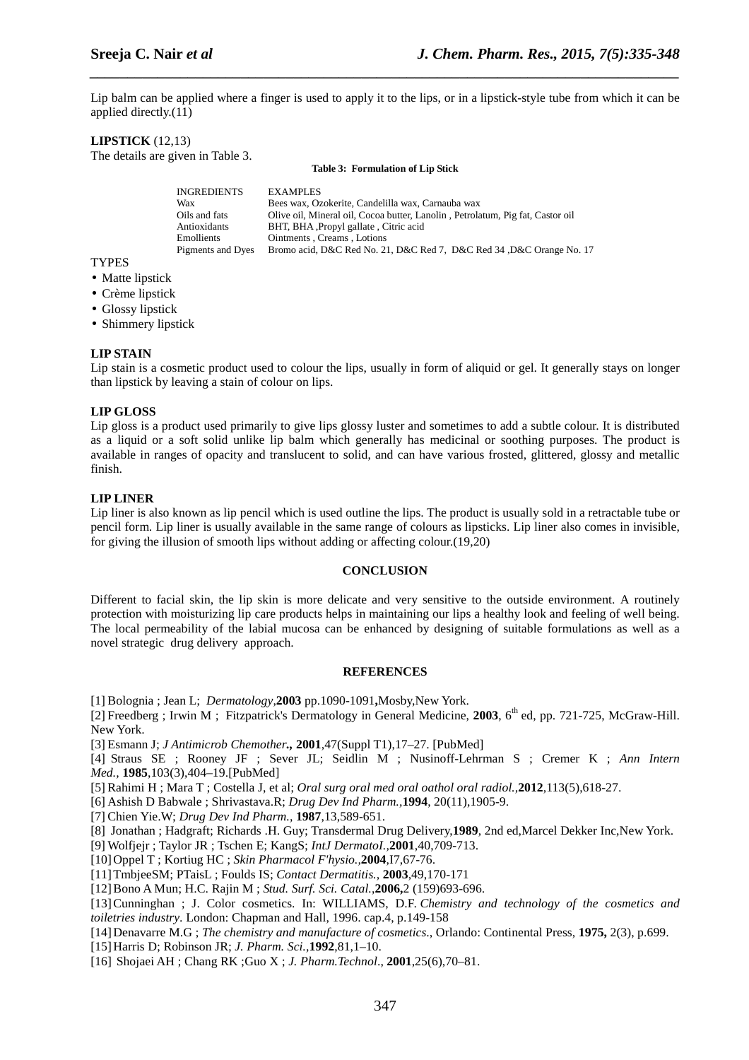Lip balm can be applied where a finger is used to apply it to the lips, or in a lipstick-style tube from which it can be applied directly.(11)

**LIPSTICK** (12,13)

The details are given in Table 3.

**Table 3: Formulation of Lip Stick**

| INGREDIENTS | EXAMPLES |
| --- | --- |
| Wax | Bees wax, Ozokerite, Candelilla wax, Carnauba wax |
| Oils and fats | Olive oil, Mineral oil, Cocoa butter, Lanolin , Petrolatum, Pig fat, Castor oil |
| Antioxidants | BHT, BHA ,Propyl gallate , Citric acid |
| Emollients | Ointments , Creams , Lotions |
| Pigments and Dyes | Bromo acid, D&C Red No. 21, D&C Red 7, D&C Red 34 ,D&C Orange No. 17 |

TYPES

- Matte lipstick
- Crème lipstick
- Glossy lipstick
- Shimmery lipstick

**LIP STAIN**

Lip stain is a cosmetic product used to colour the lips, usually in form of aliquid or gel. It generally stays on longer than lipstick by leaving a stain of colour on lips.

**LIP GLOSS**

Lip gloss is a product used primarily to give lips glossy luster and sometimes to add a subtle colour. It is distributed as a liquid or a soft solid unlike lip balm which generally has medicinal or soothing purposes. The product is available in ranges of opacity and translucent to solid, and can have various frosted, glittered, glossy and metallic finish.

**LIP LINER**

Lip liner is also known as lip pencil which is used outline the lips. The product is usually sold in a retractable tube or pencil form. Lip liner is usually available in the same range of colours as lipsticks. Lip liner also comes in invisible, for giving the illusion of smooth lips without adding or affecting colour.(19,20)

## CONCLUSION

Different to facial skin, the lip skin is more delicate and very sensitive to the outside environment. A routinely protection with moisturizing lip care products helps in maintaining our lips a healthy look and feeling of well being. The local permeability of the labial mucosa can be enhanced by designing of suitable formulations as well as a novel strategic drug delivery approach.

## REFERENCES

[1] Bolognia ; Jean L; *Dermatology*,**2003** pp.1090-1091**,**Mosby,New York.

[2] Freedberg ; Irwin M ; Fitzpatrick's Dermatology in General Medicine, **2003**, 6th ed, pp. 721-725, McGraw-Hill. New York.

[3] Esmann J; *J Antimicrob Chemother***.,** **2001**,47(Suppl T1),17–27. [PubMed]

[4] Straus SE ; Rooney JF ; Sever JL; Seidlin M ; Nusinoff-Lehrman S ; Cremer K ; *Ann Intern Med.,* **1985**,103(3),404–19.[PubMed]

[5] Rahimi H ; Mara T ; Costella J, et al; *Oral surg oral med oral oathol oral radiol.*,**2012**,113(5),618-27.

[6] Ashish D Babwale ; Shrivastava.R; *Drug Dev Ind Pharm.*,**1994**, 20(11),1905-9.

[7] Chien Yie.W; *Drug Dev Ind Pharm.*, **1987**,13,589-651.

[8] Jonathan ; Hadgraft; Richards .H. Guy; Transdermal Drug Delivery,**1989**, 2nd ed,Marcel Dekker Inc,New York.

[9] Wolfjejr ; Taylor JR ; Tschen E; KangS; *IntJ DermatoI.*,**2001**,40,709-713.

[10] Oppel T ; Kortiug HC ; *Skin Pharmacol F'hysio.*,**2004**,I7,67-76.

[11] TmbjeeSM; PTaisL ; Foulds IS; *Contact Dermatitis.,* **2003**,49,170-171

[12] Bono A Mun; H.C. Rajin M ; *Stud. Surf. Sci. Catal.*,**2006,**2 (159)693-696.

[13] Cunninghan ; J. Color cosmetics. In: WILLIAMS, D.F. *Chemistry and technology of the cosmetics and toiletries industry*. London: Chapman and Hall, 1996. cap.4, p.149-158

[14] Denavarre M.G ; *The chemistry and manufacture of cosmetics*., Orlando: Continental Press, **1975,** 2(3), p.699.

[15] Harris D; Robinson JR; *J. Pharm. Sci.*,**1992**,81,1–10.

[16] Shojaei AH ; Chang RK ;Guo X ; *J. Pharm.Technol*., **2001**,25(6),70–81.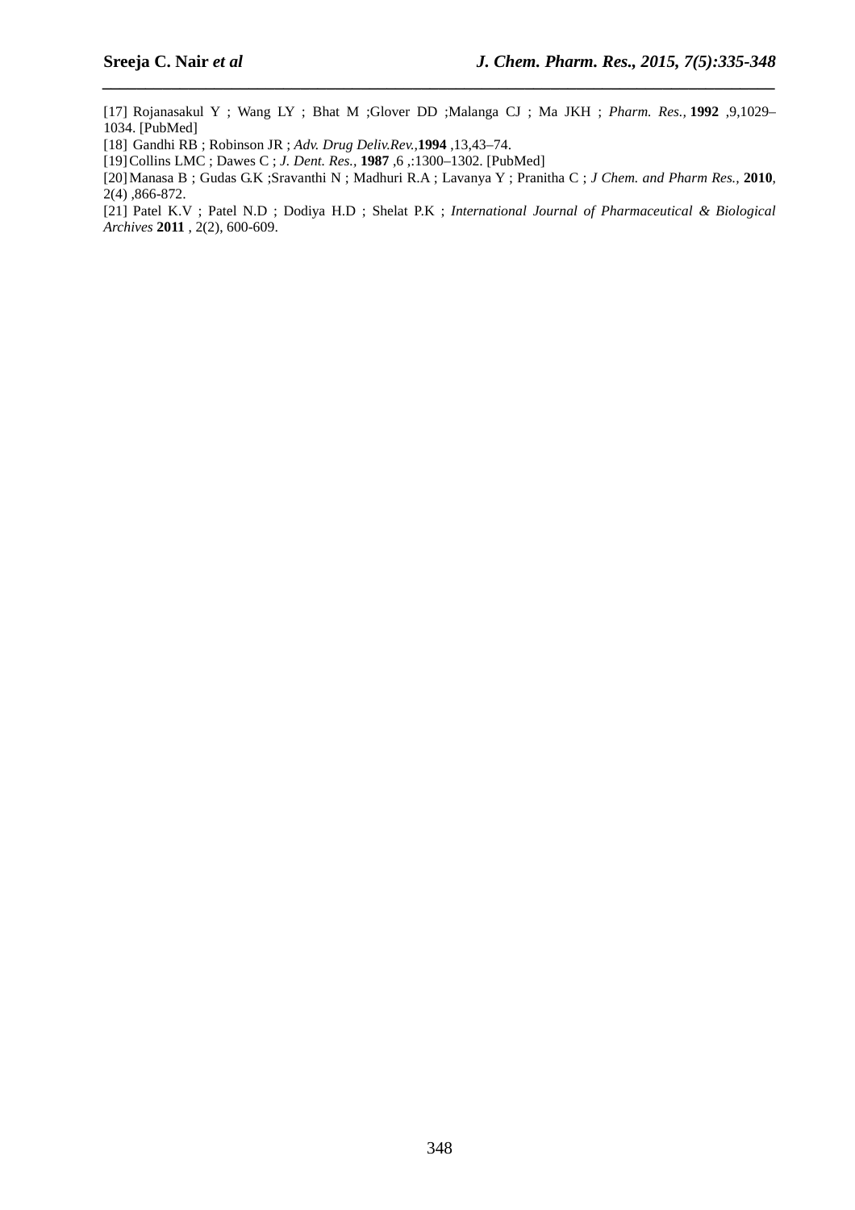[17] Rojanasakul Y ; Wang LY ; Bhat M ;Glover DD ;Malanga CJ ; Ma JKH ; *Pharm. Res.,* **1992** ,9,1029–1034. [PubMed]

[18] Gandhi RB ; Robinson JR ; *Adv. Drug Deliv.Rev.,***1994** ,13,43–74.

[19] Collins LMC ; Dawes C ; *J. Dent. Res.,* **1987** ,6 ,:1300–1302. [PubMed]

[20] Manasa B ; Gudas G.K ;Sravanthi N ; Madhuri R.A ; Lavanya Y ; Pranitha C ; *J Chem. and Pharm Res.,* **2010**, 2(4) ,866-872.

[21] Patel K.V ; Patel N.D ; Dodiya H.D ; Shelat P.K ; *International Journal of Pharmaceutical & Biological Archives* **2011** , 2(2), 600-609.